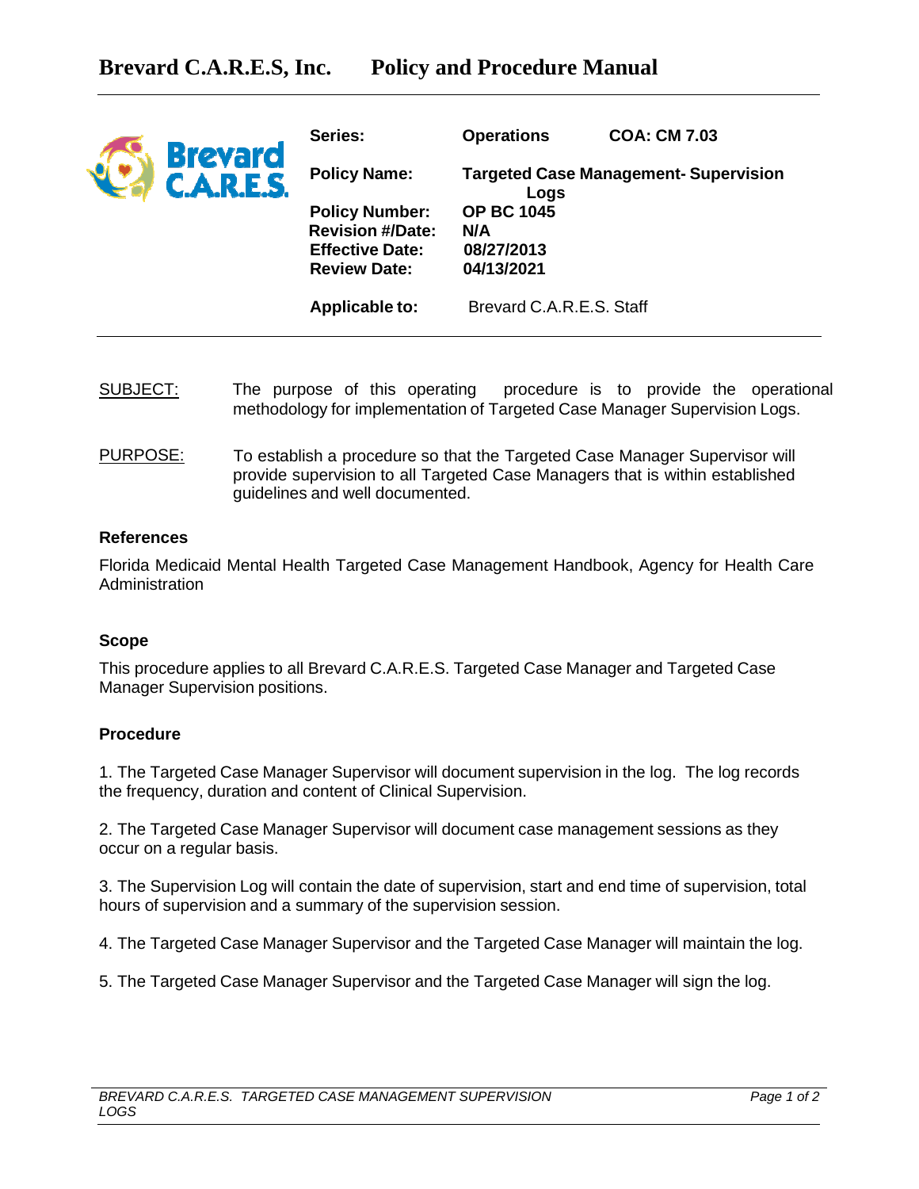# Brevard C.A.R.E.S, Inc. Policy and Procedure Manual

| | | |
|---|---|---|
| **Series:** | **Operations** | **COA: CM 7.03** |
| **Policy Name:** | **Targeted Case Management- Supervision Logs** | |
| **Policy Number:** | **OP BC 1045** | |
| **Revision #/Date:** | **N/A** | |
| **Effective Date:** | **08/27/2013** | |
| **Review Date:** | **04/13/2021** | |
| **Applicable to:** | Brevard C.A.R.E.S. Staff | |

SUBJECT: The purpose of this operating procedure is to provide the operational methodology for implementation of Targeted Case Manager Supervision Logs.

PURPOSE: To establish a procedure so that the Targeted Case Manager Supervisor will provide supervision to all Targeted Case Managers that is within established guidelines and well documented.

**References**

Florida Medicaid Mental Health Targeted Case Management Handbook, Agency for Health Care Administration

**Scope**

This procedure applies to all Brevard C.A.R.E.S. Targeted Case Manager and Targeted Case Manager Supervision positions.

**Procedure**

1. The Targeted Case Manager Supervisor will document supervision in the log. The log records the frequency, duration and content of Clinical Supervision.

2. The Targeted Case Manager Supervisor will document case management sessions as they occur on a regular basis.

3. The Supervision Log will contain the date of supervision, start and end time of supervision, total hours of supervision and a summary of the supervision session.

4. The Targeted Case Manager Supervisor and the Targeted Case Manager will maintain the log.

5. The Targeted Case Manager Supervisor and the Targeted Case Manager will sign the log.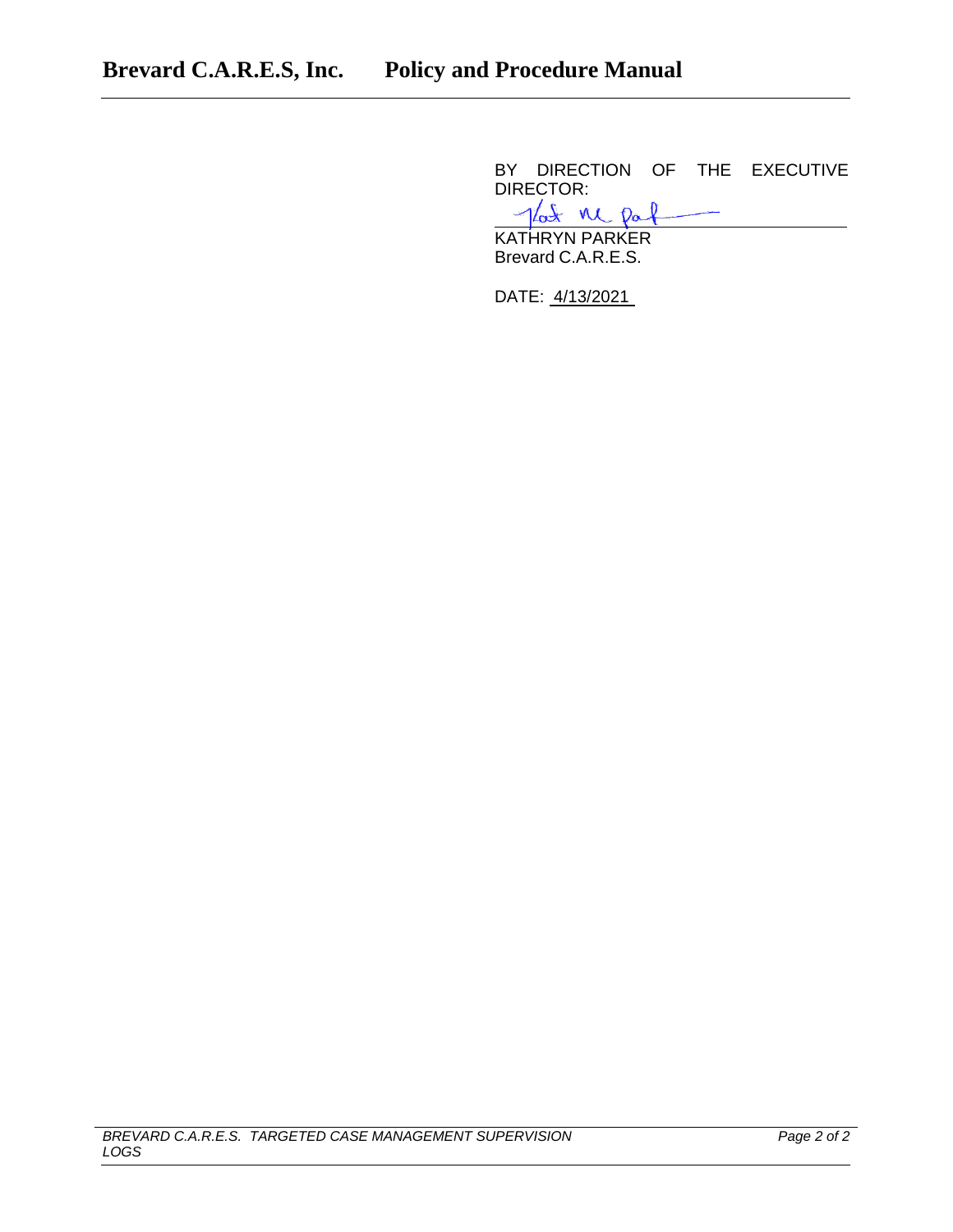BY DIRECTION OF THE EXECUTIVE DIRECTOR:

KATHRYN PARKER
Brevard C.A.R.E.S.

DATE: 4/13/2021